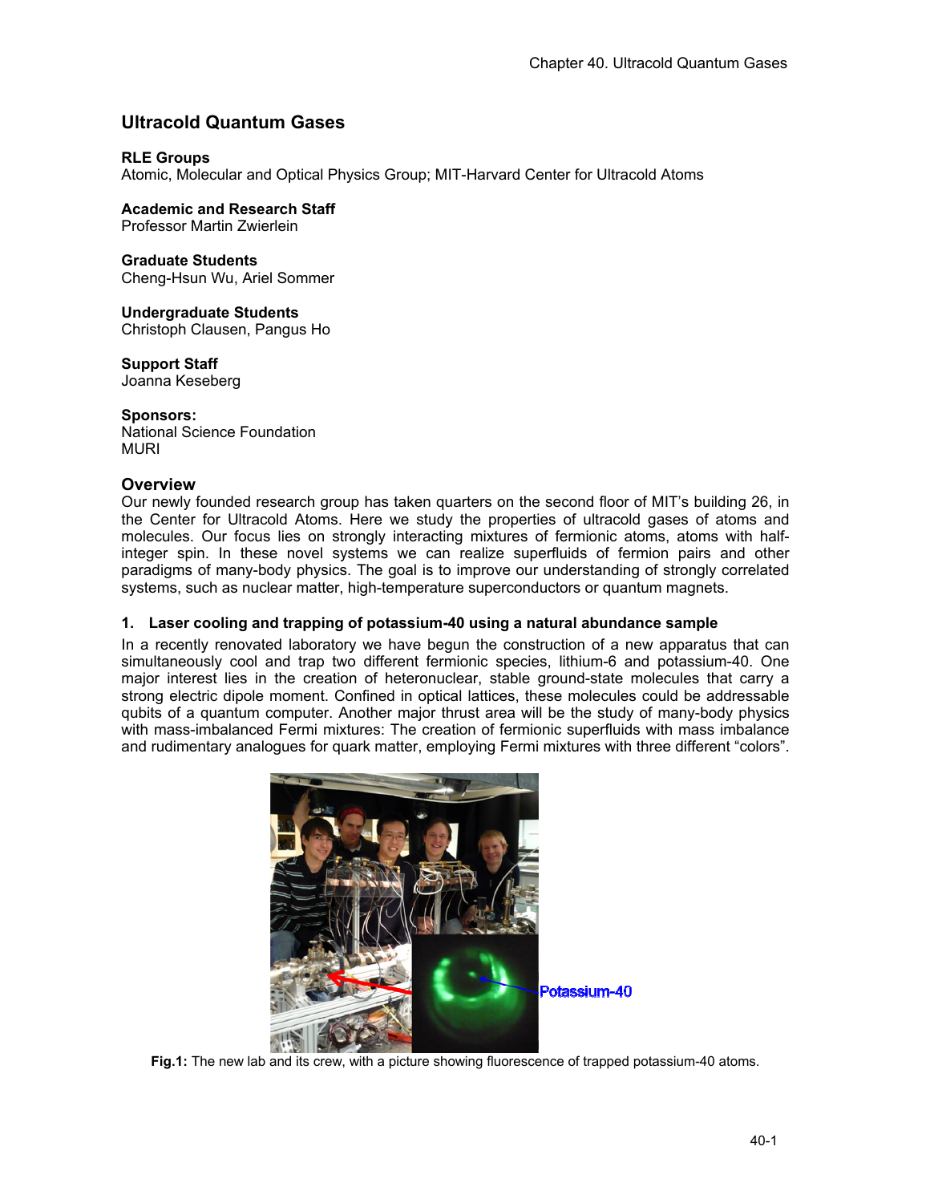# Ultracold Quantum Gases

**RLE Groups**
Atomic, Molecular and Optical Physics Group; MIT-Harvard Center for Ultracold Atoms

**Academic and Research Staff**
Professor Martin Zwierlein

**Graduate Students**
Cheng-Hsun Wu, Ariel Sommer

**Undergraduate Students**
Christoph Clausen, Pangus Ho

**Support Staff**
Joanna Keseberg

**Sponsors:**
National Science Foundation
MURI

## Overview

Our newly founded research group has taken quarters on the second floor of MIT's building 26, in the Center for Ultracold Atoms. Here we study the properties of ultracold gases of atoms and molecules. Our focus lies on strongly interacting mixtures of fermionic atoms, atoms with half-integer spin. In these novel systems we can realize superfluids of fermion pairs and other paradigms of many-body physics. The goal is to improve our understanding of strongly correlated systems, such as nuclear matter, high-temperature superconductors or quantum magnets.

### 1. Laser cooling and trapping of potassium-40 using a natural abundance sample

In a recently renovated laboratory we have begun the construction of a new apparatus that can simultaneously cool and trap two different fermionic species, lithium-6 and potassium-40. One major interest lies in the creation of heteronuclear, stable ground-state molecules that carry a strong electric dipole moment. Confined in optical lattices, these molecules could be addressable qubits of a quantum computer. Another major thrust area will be the study of many-body physics with mass-imbalanced Fermi mixtures: The creation of fermionic superfluids with mass imbalance and rudimentary analogues for quark matter, employing Fermi mixtures with three different "colors".

Potassium-40

**Fig.1:** The new lab and its crew, with a picture showing fluorescence of trapped potassium-40 atoms.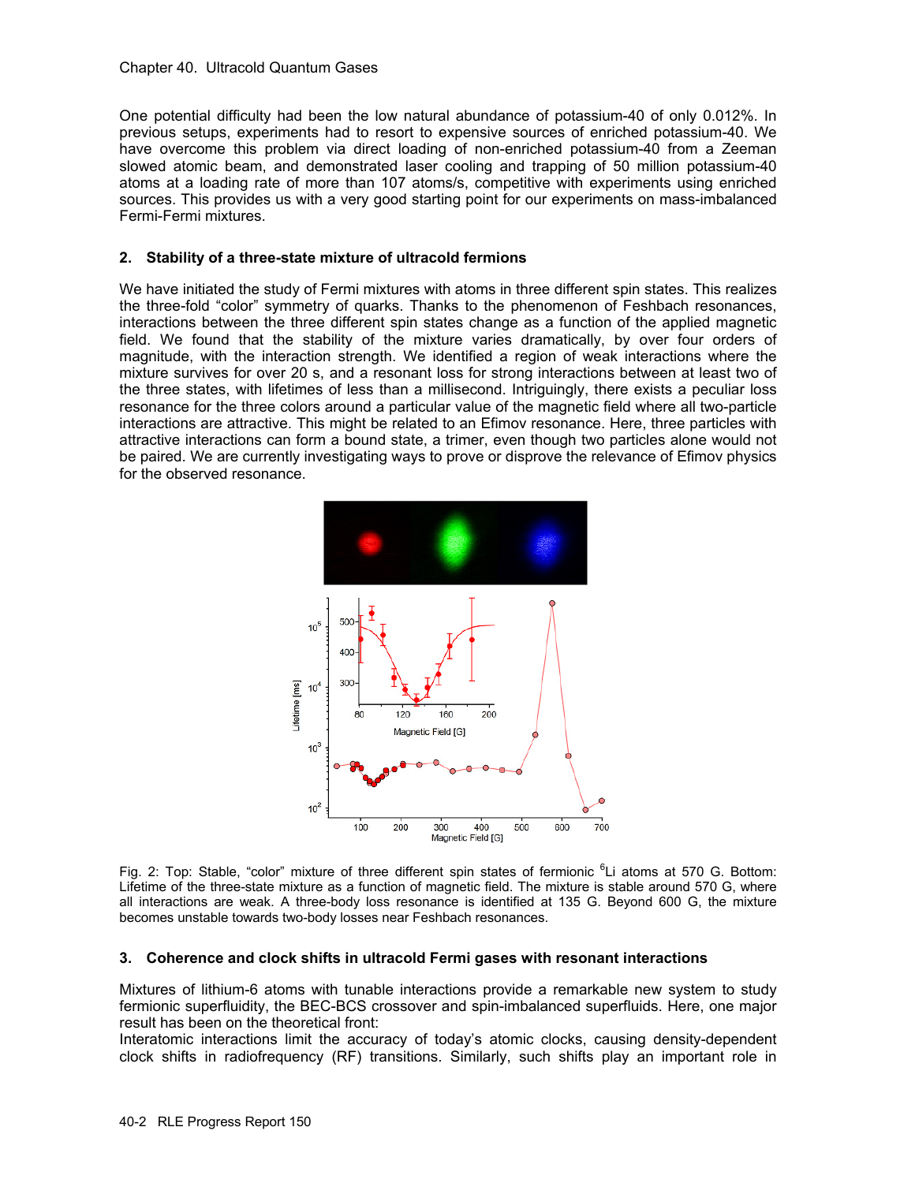One potential difficulty had been the low natural abundance of potassium-40 of only 0.012%. In previous setups, experiments had to resort to expensive sources of enriched potassium-40. We have overcome this problem via direct loading of non-enriched potassium-40 from a Zeeman slowed atomic beam, and demonstrated laser cooling and trapping of 50 million potassium-40 atoms at a loading rate of more than 107 atoms/s, competitive with experiments using enriched sources. This provides us with a very good starting point for our experiments on mass-imbalanced Fermi-Fermi mixtures.

## 2. Stability of a three-state mixture of ultracold fermions

We have initiated the study of Fermi mixtures with atoms in three different spin states. This realizes the three-fold "color" symmetry of quarks. Thanks to the phenomenon of Feshbach resonances, interactions between the three different spin states change as a function of the applied magnetic field. We found that the stability of the mixture varies dramatically, by over four orders of magnitude, with the interaction strength. We identified a region of weak interactions where the mixture survives for over 20 s, and a resonant loss for strong interactions between at least two of the three states, with lifetimes of less than a millisecond. Intriguingly, there exists a peculiar loss resonance for the three colors around a particular value of the magnetic field where all two-particle interactions are attractive. This might be related to an Efimov resonance. Here, three particles with attractive interactions can form a bound state, a trimer, even though two particles alone would not be paired. We are currently investigating ways to prove or disprove the relevance of Efimov physics for the observed resonance.

Fig. 2: Top: Stable, "color" mixture of three different spin states of fermionic $^6$Li atoms at 570 G. Bottom: Lifetime of the three-state mixture as a function of magnetic field. The mixture is stable around 570 G, where all interactions are weak. A three-body loss resonance is identified at 135 G. Beyond 600 G, the mixture becomes unstable towards two-body losses near Feshbach resonances.

## 3. Coherence and clock shifts in ultracold Fermi gases with resonant interactions

Mixtures of lithium-6 atoms with tunable interactions provide a remarkable new system to study fermionic superfluidity, the BEC-BCS crossover and spin-imbalanced superfluids. Here, one major result has been on the theoretical front:

Interatomic interactions limit the accuracy of today's atomic clocks, causing density-dependent clock shifts in radiofrequency (RF) transitions. Similarly, such shifts play an important role in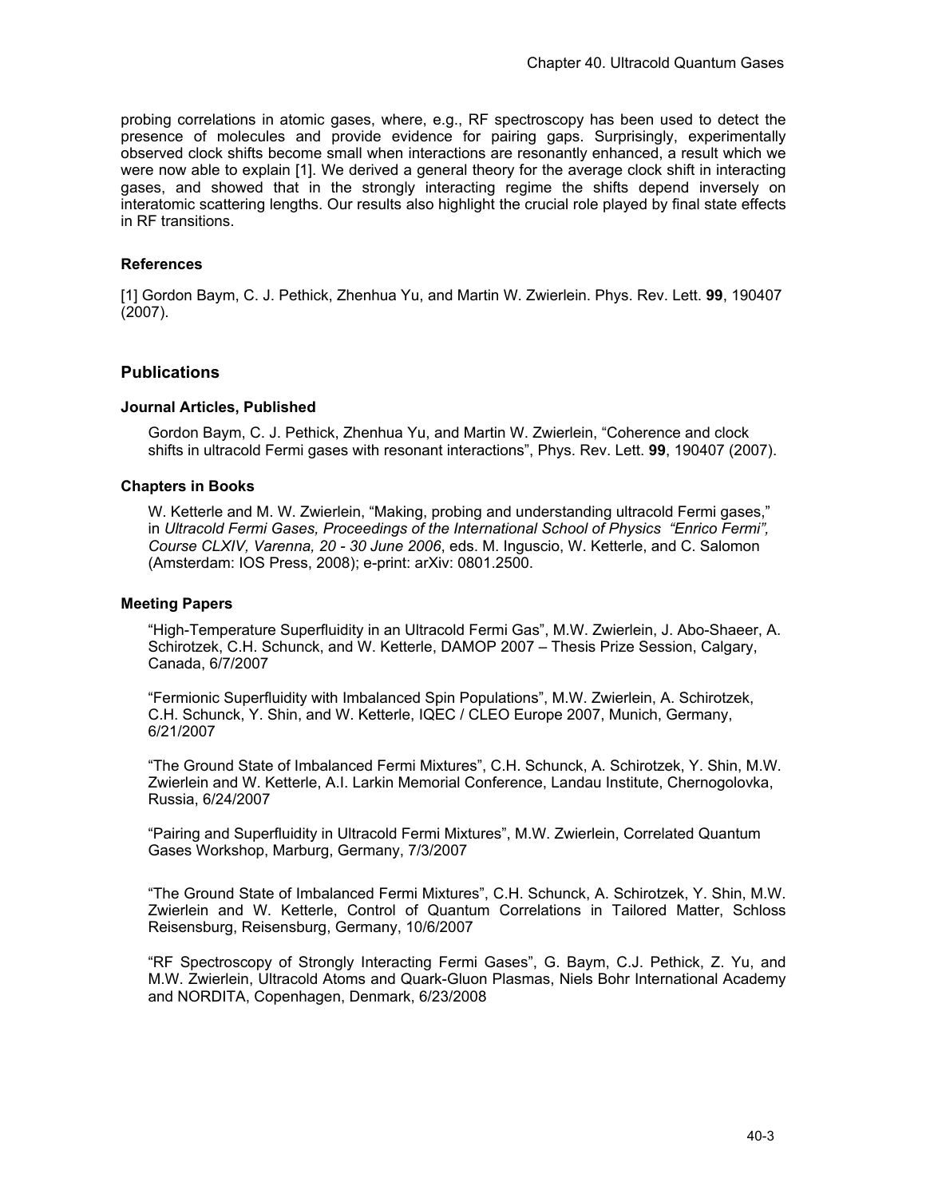probing correlations in atomic gases, where, e.g., RF spectroscopy has been used to detect the presence of molecules and provide evidence for pairing gaps. Surprisingly, experimentally observed clock shifts become small when interactions are resonantly enhanced, a result which we were now able to explain [1]. We derived a general theory for the average clock shift in interacting gases, and showed that in the strongly interacting regime the shifts depend inversely on interatomic scattering lengths. Our results also highlight the crucial role played by final state effects in RF transitions.

#### References

[1] Gordon Baym, C. J. Pethick, Zhenhua Yu, and Martin W. Zwierlein. Phys. Rev. Lett. **99**, 190407 (2007).

## Publications

#### Journal Articles, Published

Gordon Baym, C. J. Pethick, Zhenhua Yu, and Martin W. Zwierlein, "Coherence and clock shifts in ultracold Fermi gases with resonant interactions", Phys. Rev. Lett. **99**, 190407 (2007).

#### Chapters in Books

W. Ketterle and M. W. Zwierlein, "Making, probing and understanding ultracold Fermi gases," in *Ultracold Fermi Gases, Proceedings of the International School of Physics "Enrico Fermi", Course CLXIV, Varenna, 20 - 30 June 2006*, eds. M. Inguscio, W. Ketterle, and C. Salomon (Amsterdam: IOS Press, 2008); e-print: arXiv: 0801.2500.

#### Meeting Papers

"High-Temperature Superfluidity in an Ultracold Fermi Gas", M.W. Zwierlein, J. Abo-Shaeer, A. Schirotzek, C.H. Schunck, and W. Ketterle, DAMOP 2007 – Thesis Prize Session, Calgary, Canada, 6/7/2007

"Fermionic Superfluidity with Imbalanced Spin Populations", M.W. Zwierlein, A. Schirotzek, C.H. Schunck, Y. Shin, and W. Ketterle, IQEC / CLEO Europe 2007, Munich, Germany, 6/21/2007

"The Ground State of Imbalanced Fermi Mixtures", C.H. Schunck, A. Schirotzek, Y. Shin, M.W. Zwierlein and W. Ketterle, A.I. Larkin Memorial Conference, Landau Institute, Chernogolovka, Russia, 6/24/2007

"Pairing and Superfluidity in Ultracold Fermi Mixtures", M.W. Zwierlein, Correlated Quantum Gases Workshop, Marburg, Germany, 7/3/2007

"The Ground State of Imbalanced Fermi Mixtures", C.H. Schunck, A. Schirotzek, Y. Shin, M.W. Zwierlein and W. Ketterle, Control of Quantum Correlations in Tailored Matter, Schloss Reisensburg, Reisensburg, Germany, 10/6/2007

"RF Spectroscopy of Strongly Interacting Fermi Gases", G. Baym, C.J. Pethick, Z. Yu, and M.W. Zwierlein, Ultracold Atoms and Quark-Gluon Plasmas, Niels Bohr International Academy and NORDITA, Copenhagen, Denmark, 6/23/2008